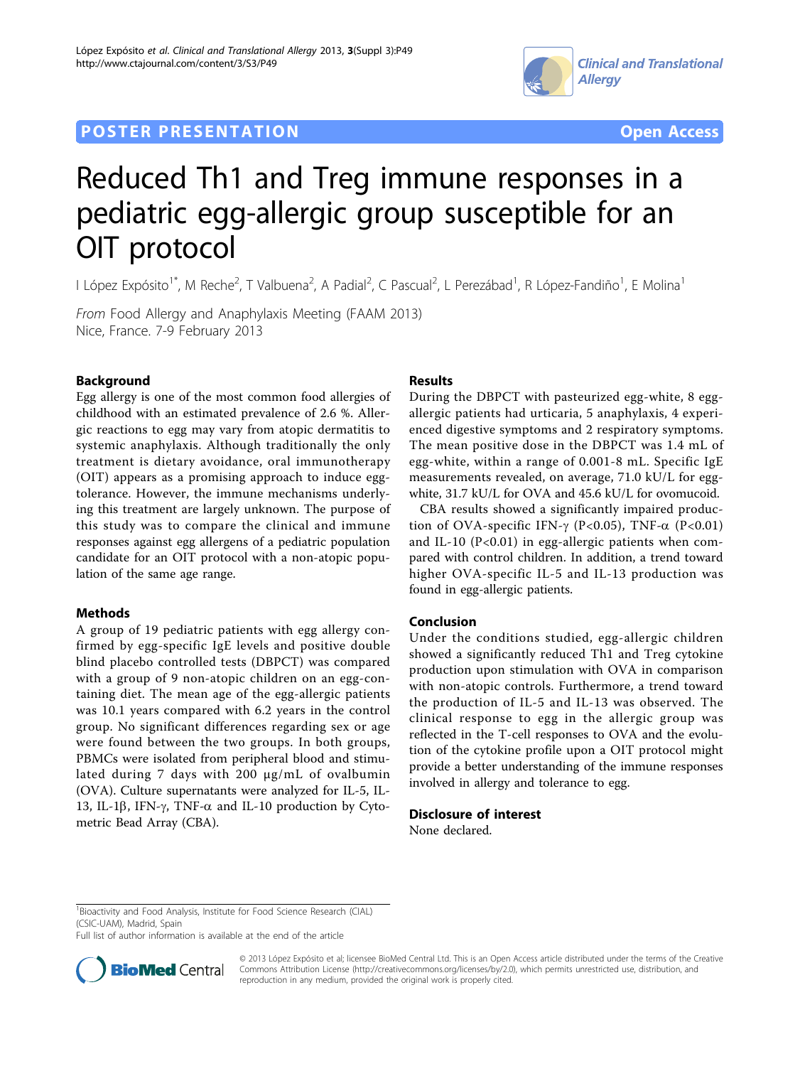POSTER PRESENTATION Open Access

# Reduced Th1 and Treg immune responses in a pediatric egg-allergic group susceptible for an OIT protocol

I López Expósito[1*], M Reche[2], T Valbuena[2], A Padial[2], C Pascual[2], L Perezábad[1], R López-Fandiño[1], E Molina[1]

*From* Food Allergy and Anaphylaxis Meeting (FAAM 2013)
Nice, France. 7-9 February 2013

## Background

Egg allergy is one of the most common food allergies of childhood with an estimated prevalence of 2.6 %. Allergic reactions to egg may vary from atopic dermatitis to systemic anaphylaxis. Although traditionally the only treatment is dietary avoidance, oral immunotherapy (OIT) appears as a promising approach to induce egg-tolerance. However, the immune mechanisms underlying this treatment are largely unknown. The purpose of this study was to compare the clinical and immune responses against egg allergens of a pediatric population candidate for an OIT protocol with a non-atopic population of the same age range.

## Methods

A group of 19 pediatric patients with egg allergy confirmed by egg-specific IgE levels and positive double blind placebo controlled tests (DBPCT) was compared with a group of 9 non-atopic children on an egg-containing diet. The mean age of the egg-allergic patients was 10.1 years compared with 6.2 years in the control group. No significant differences regarding sex or age were found between the two groups. In both groups, PBMCs were isolated from peripheral blood and stimulated during 7 days with 200 μg/mL of ovalbumin (OVA). Culture supernatants were analyzed for IL-5, IL-13, IL-1β, IFN-γ, TNF-α and IL-10 production by Cytometric Bead Array (CBA).

## Results

During the DBPCT with pasteurized egg-white, 8 egg-allergic patients had urticaria, 5 anaphylaxis, 4 experienced digestive symptoms and 2 respiratory symptoms. The mean positive dose in the DBPCT was 1.4 mL of egg-white, within a range of 0.001-8 mL. Specific IgE measurements revealed, on average, 71.0 kU/L for egg-white, 31.7 kU/L for OVA and 45.6 kU/L for ovomucoid.

CBA results showed a significantly impaired production of OVA-specific IFN-γ ($P<0.05$), TNF-α ($P<0.01$) and IL-10 ($P<0.01$) in egg-allergic patients when compared with control children. In addition, a trend toward higher OVA-specific IL-5 and IL-13 production was found in egg-allergic patients.

## Conclusion

Under the conditions studied, egg-allergic children showed a significantly reduced Th1 and Treg cytokine production upon stimulation with OVA in comparison with non-atopic controls. Furthermore, a trend toward the production of IL-5 and IL-13 was observed. The clinical response to egg in the allergic group was reflected in the T-cell responses to OVA and the evolution of the cytokine profile upon a OIT protocol might provide a better understanding of the immune responses involved in allergy and tolerance to egg.

## Disclosure of interest

None declared.

[1]Bioactivity and Food Analysis, Institute for Food Science Research (CIAL) (CSIC-UAM), Madrid, Spain
Full list of author information is available at the end of the article

© 2013 López Expósito et al; licensee BioMed Central Ltd. This is an Open Access article distributed under the terms of the Creative Commons Attribution License (http://creativecommons.org/licenses/by/2.0), which permits unrestricted use, distribution, and reproduction in any medium, provided the original work is properly cited.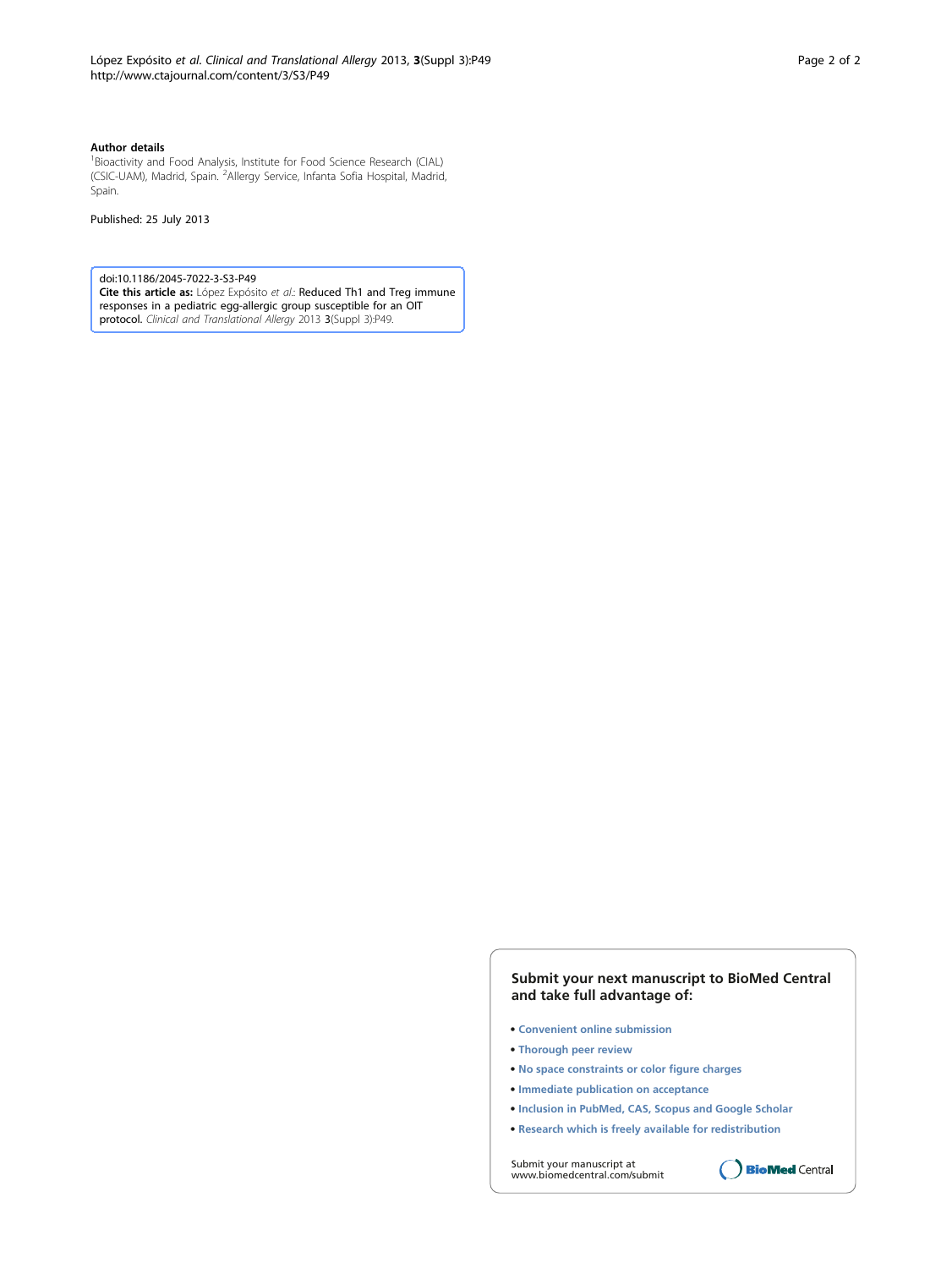#### Author details

[1]Bioactivity and Food Analysis, Institute for Food Science Research (CIAL) (CSIC-UAM), Madrid, Spain. [2]Allergy Service, Infanta Sofia Hospital, Madrid, Spain.

Published: 25 July 2013

doi:10.1186/2045-7022-3-S3-P49
**Cite this article as:** López Expósito *et al.*: Reduced Th1 and Treg immune responses in a pediatric egg-allergic group susceptible for an OIT protocol. *Clinical and Translational Allergy* 2013 **3**(Suppl 3):P49.

**Submit your next manuscript to BioMed Central and take full advantage of:**

- **Convenient online submission**
- **Thorough peer review**
- **No space constraints or color figure charges**
- **Immediate publication on acceptance**
- **Inclusion in PubMed, CAS, Scopus and Google Scholar**
- **Research which is freely available for redistribution**

Submit your manuscript at www.biomedcentral.com/submit

BioMed Central